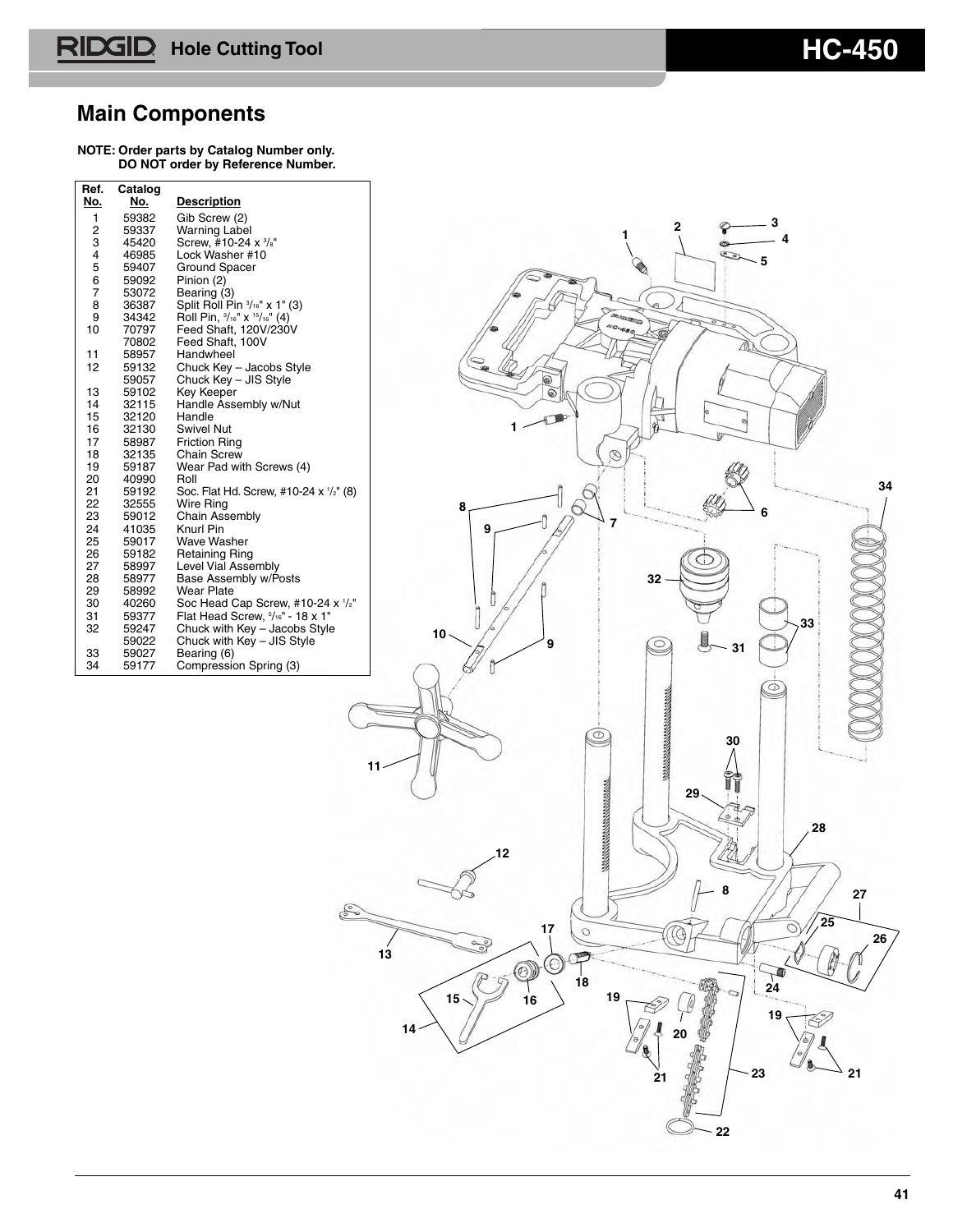# Main Components

**NOTE: Order parts by Catalog Number only. DO NOT order by Reference Number.**

| Ref. No. | Catalog No. | Description |
|---|---|---|
| 1 | 59382 | Gib Screw (2) |
| 2 | 59337 | Warning Label |
| 3 | 45420 | Screw, #10-24 x $^3/_8$" |
| 4 | 46985 | Lock Washer #10 |
| 5 | 59407 | Ground Spacer |
| 6 | 59092 | Pinion (2) |
| 7 | 53072 | Bearing (3) |
| 8 | 36387 | Split Roll Pin $^3/_{16}$" x 1" (3) |
| 9 | 34342 | Roll Pin, $^3/_{16}$" x $^{15}/_{16}$" (4) |
| 10 | 70797 | Feed Shaft, 120V/230V |
| | 70802 | Feed Shaft, 100V |
| 11 | 58957 | Handwheel |
| 12 | 59132 | Chuck Key – Jacobs Style |
| | 59057 | Chuck Key – JIS Style |
| 13 | 59102 | Key Keeper |
| 14 | 32115 | Handle Assembly w/Nut |
| 15 | 32120 | Handle |
| 16 | 32130 | Swivel Nut |
| 17 | 58987 | Friction Ring |
| 18 | 32135 | Chain Screw |
| 19 | 59187 | Wear Pad with Screws (4) |
| 20 | 40990 | Roll |
| 21 | 59192 | Soc. Flat Hd. Screw, #10-24 x $^1/_2$" (8) |
| 22 | 32555 | Wire Ring |
| 23 | 59012 | Chain Assembly |
| 24 | 41035 | Knurl Pin |
| 25 | 59017 | Wave Washer |
| 26 | 59182 | Retaining Ring |
| 27 | 58997 | Level Vial Assembly |
| 28 | 58977 | Base Assembly w/Posts |
| 29 | 58992 | Wear Plate |
| 30 | 40260 | Soc Head Cap Screw, #10-24 x $^1/_2$" |
| 31 | 59377 | Flat Head Screw, $^5/_{16}$" - 18 x 1" |
| 32 | 59247 | Chuck with Key – Jacobs Style |
| | 59022 | Chuck with Key – JIS Style |
| 33 | 59027 | Bearing (6) |
| 34 | 59177 | Compression Spring (3) |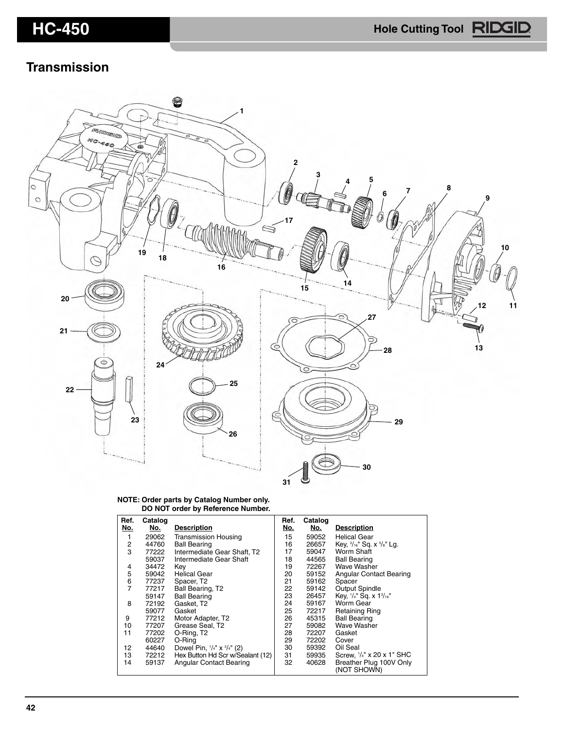## Transmission

**NOTE: Order parts by Catalog Number only.**
**DO NOT order by Reference Number.**

| Ref. No. | Catalog No. | Description | Ref. No. | Catalog No. | Description |
|---|---|---|---|---|---|
| 1 | 29062 | Transmission Housing | 15 | 59052 | Helical Gear |
| 2 | 44760 | Ball Bearing | 16 | 26657 | Key, 3/16" Sq. x 5/8" Lg. |
| 3 | 77222 | Intermediate Gear Shaft, T2 | 17 | 59047 | Worm Shaft |
| | 59037 | Intermediate Gear Shaft | 18 | 44565 | Ball Bearing |
| 4 | 34472 | Key | 19 | 72267 | Wave Washer |
| 5 | 59042 | Helical Gear | 20 | 59152 | Angular Contact Bearing |
| 6 | 77237 | Spacer, T2 | 21 | 59162 | Spacer |
| 7 | 77217 | Ball Bearing, T2 | 22 | 59142 | Output Spindle |
| | 59147 | Ball Bearing | 23 | 26457 | Key, 1/4" Sq. x 1 3/16" |
| 8 | 72192 | Gasket, T2 | 24 | 59167 | Worm Gear |
| | 59077 | Gasket | 25 | 72217 | Retaining Ring |
| 9 | 77212 | Motor Adapter, T2 | 26 | 45315 | Ball Bearing |
| 10 | 77207 | Grease Seal, T2 | 27 | 59082 | Wave Washer |
| 11 | 77202 | O-Ring, T2 | 28 | 72207 | Gasket |
| | 60227 | O-Ring | 29 | 72202 | Cover |
| 12 | 44640 | Dowel Pin, 1/4" x 3/4" (2) | 30 | 59392 | Oil Seal |
| 13 | 72212 | Hex Button Hd Scr w/Sealant (12) | 31 | 59935 | Screw, 1/4" x 20 x 1" SHC |
| 14 | 59137 | Angular Contact Bearing | 32 | 40628 | Breather Plug 100V Only (NOT SHOWN) |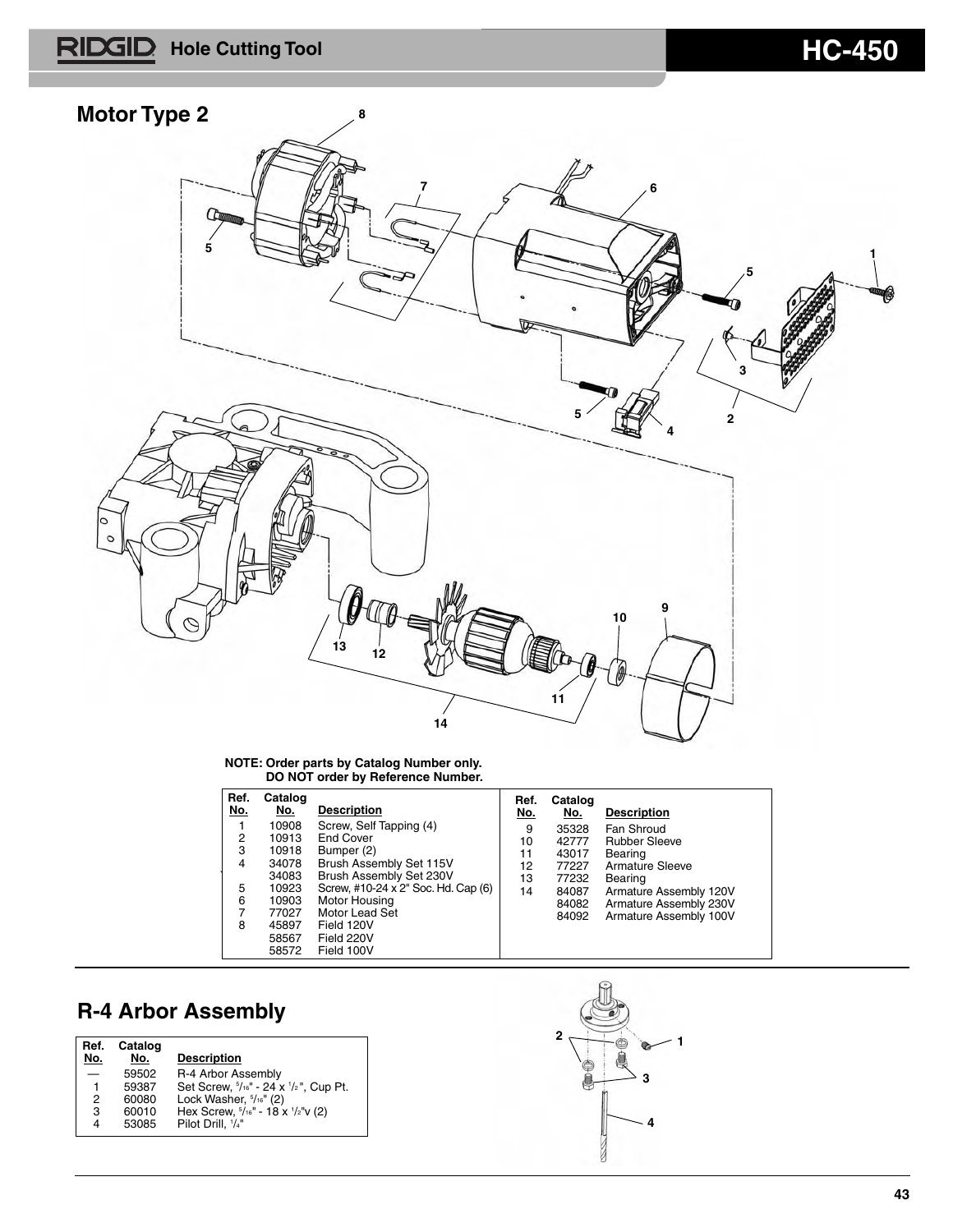## Motor Type 2

**NOTE: Order parts by Catalog Number only. DO NOT order by Reference Number.**

| Ref. No. | Catalog No. | Description |
|---|---|---|
| 1 | 10908 | Screw, Self Tapping (4) |
| 2 | 10913 | End Cover |
| 3 | 10918 | Bumper (2) |
| 4 | 34078 | Brush Assembly Set 115V |
| | 34083 | Brush Assembly Set 230V |
| 5 | 10923 | Screw, #10-24 x 2" Soc. Hd. Cap (6) |
| 6 | 10903 | Motor Housing |
| 7 | 77027 | Motor Lead Set |
| 8 | 45897 | Field 120V |
| | 58567 | Field 220V |
| | 58572 | Field 100V |
| 9 | 35328 | Fan Shroud |
| 10 | 42777 | Rubber Sleeve |
| 11 | 43017 | Bearing |
| 12 | 77227 | Armature Sleeve |
| 13 | 77232 | Bearing |
| 14 | 84087 | Armature Assembly 120V |
| | 84082 | Armature Assembly 230V |
| | 84092 | Armature Assembly 100V |

## R-4 Arbor Assembly

| Ref. No. | Catalog No. | Description |
|---|---|---|
| — | 59502 | R-4 Arbor Assembly |
| 1 | 59387 | Set Screw, 5/16" - 24 x 1/2", Cup Pt. |
| 2 | 60080 | Lock Washer, 5/16" (2) |
| 3 | 60010 | Hex Screw, 5/16" - 18 x 1/2"v (2) |
| 4 | 53085 | Pilot Drill, 1/4" |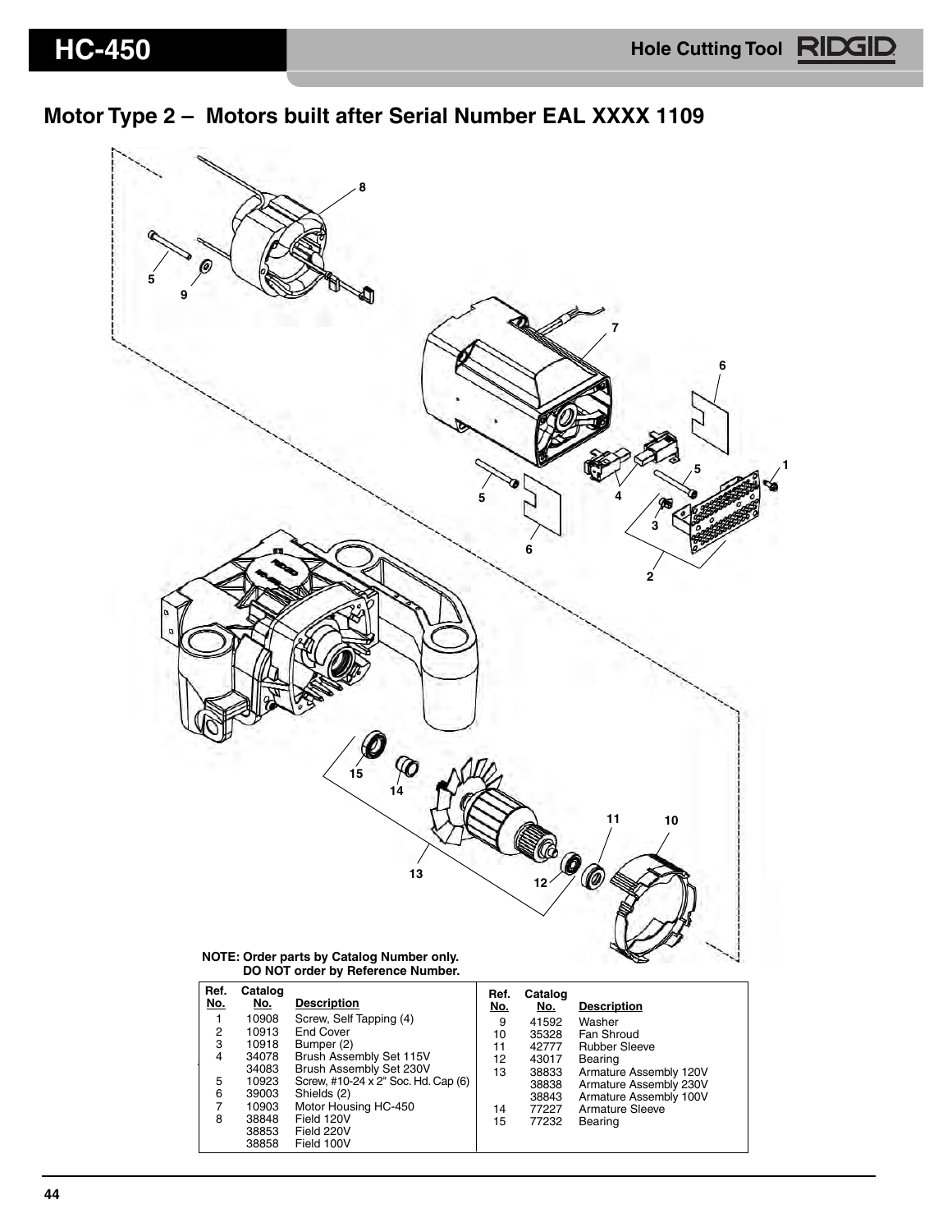## Motor Type 2 – Motors built after Serial Number EAL XXXX 1109

**NOTE: Order parts by Catalog Number only.
DO NOT order by Reference Number.**

| Ref. No. | Catalog No. | Description |
|---|---|---|
| 1 | 10908 | Screw, Self Tapping (4) |
| 2 | 10913 | End Cover |
| 3 | 10918 | Bumper (2) |
| 4 | 34078 | Brush Assembly Set 115V |
| | 34083 | Brush Assembly Set 230V |
| 5 | 10923 | Screw, #10-24 x 2" Soc. Hd. Cap (6) |
| 6 | 39003 | Shields (2) |
| 7 | 10903 | Motor Housing HC-450 |
| 8 | 38848 | Field 120V |
| | 38853 | Field 220V |
| | 38858 | Field 100V |
| 9 | 41592 | Washer |
| 10 | 35328 | Fan Shroud |
| 11 | 42777 | Rubber Sleeve |
| 12 | 43017 | Bearing |
| 13 | 38833 | Armature Assembly 120V |
| | 38838 | Armature Assembly 230V |
| | 38843 | Armature Assembly 100V |
| 14 | 77227 | Armature Sleeve |
| 15 | 77232 | Bearing |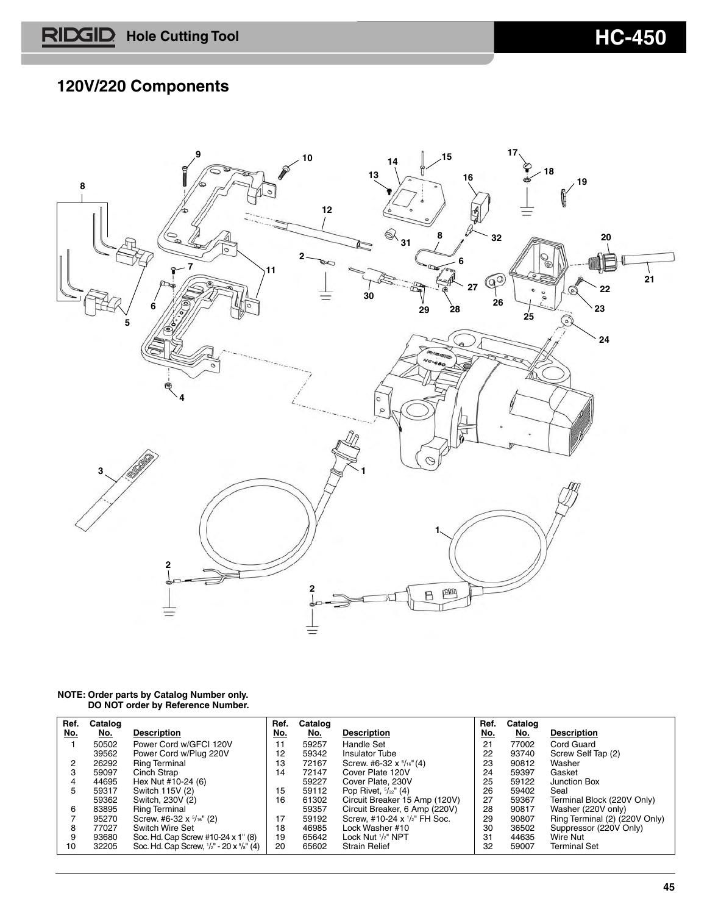## 120V/220 Components

**NOTE: Order parts by Catalog Number only.
DO NOT order by Reference Number.**

| Ref. No. | Catalog No. | Description | Ref. No. | Catalog No. | Description | Ref. No. | Catalog No. | Description |
|---|---|---|---|---|---|---|---|---|
| 1 | 50502 | Power Cord w/GFCI 120V | 11 | 59257 | Handle Set | 21 | 77002 | Cord Guard |
| | 39562 | Power Cord w/Plug 220V | 12 | 59342 | Insulator Tube | 22 | 93740 | Screw Self Tap (2) |
| 2 | 26292 | Ring Terminal | 13 | 72167 | Screw. #6-32 x 5/16" (4) | 23 | 90812 | Washer |
| 3 | 59097 | Cinch Strap | 14 | 72147 | Cover Plate 120V | 24 | 59397 | Gasket |
| 4 | 44695 | Hex Nut #10-24 (6) | | 59227 | Cover Plate, 230V | 25 | 59122 | Junction Box |
| 5 | 59317 | Switch 115V (2) | 15 | 59112 | Pop Rivet, 5/32" (4) | 26 | 59402 | Seal |
| | 59362 | Switch, 230V (2) | 16 | 61302 | Circuit Breaker 15 Amp (120V) | 27 | 59367 | Terminal Block (220V Only) |
| 6 | 83895 | Ring Terminal | | 59357 | Circuit Breaker, 6 Amp (220V) | 28 | 90817 | Washer (220V only) |
| 7 | 95270 | Screw. #6-32 x 5/16" (2) | 17 | 59192 | Screw, #10-24 x 1/2" FH Soc. | 29 | 90807 | Ring Terminal (2) (220V Only) |
| 8 | 77027 | Switch Wire Set | 18 | 46985 | Lock Washer #10 | 30 | 36502 | Suppressor (220V Only) |
| 9 | 93680 | Soc. Hd. Cap Screw #10-24 x 1" (8) | 19 | 65642 | Lock Nut 1/2" NPT | 31 | 44635 | Wire Nut |
| 10 | 32205 | Soc. Hd. Cap Screw, 1/2" - 20 x 5/8" (4) | 20 | 65602 | Strain Relief | 32 | 59007 | Terminal Set |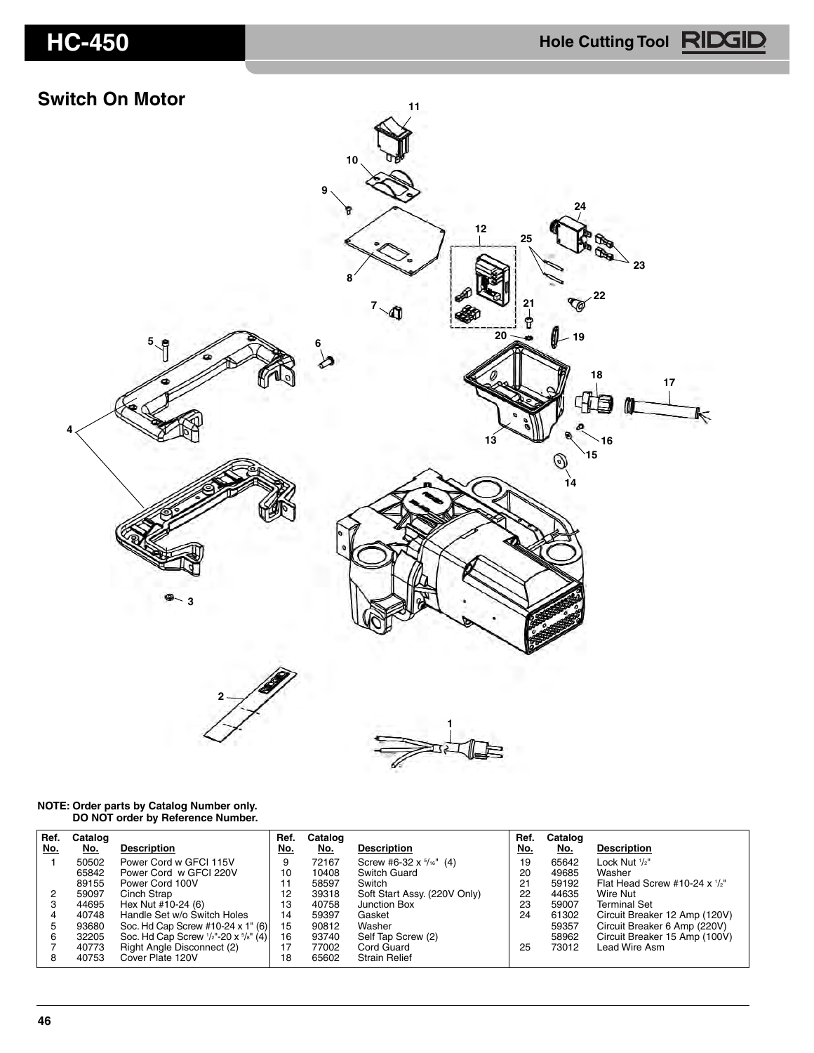# HC-450

Hole Cutting Tool RIDGID

## Switch On Motor

**NOTE: Order parts by Catalog Number only.**
**DO NOT order by Reference Number.**

| Ref. No. | Catalog No. | Description | Ref. No. | Catalog No. | Description | Ref. No. | Catalog No. | Description |
|---|---|---|---|---|---|---|---|---|
| 1 | 50502 | Power Cord w GFCI 115V | 9 | 72167 | Screw #6-32 x 5/16" (4) | 19 | 65642 | Lock Nut 1/2" |
| | 65842 | Power Cord w GFCI 220V | 10 | 10408 | Switch Guard | 20 | 49685 | Washer |
| | 89155 | Power Cord 100V | 11 | 58597 | Switch | 21 | 59192 | Flat Head Screw #10-24 x 1/2" |
| 2 | 59097 | Cinch Strap | 12 | 39318 | Soft Start Assy. (220V Only) | 22 | 44635 | Wire Nut |
| 3 | 44695 | Hex Nut #10-24 (6) | 13 | 40758 | Junction Box | 23 | 59007 | Terminal Set |
| 4 | 40748 | Handle Set w/o Switch Holes | 14 | 59397 | Gasket | 24 | 61302 | Circuit Breaker 12 Amp (120V) |
| 5 | 93680 | Soc. Hd Cap Screw #10-24 x 1" (6) | 15 | 90812 | Washer | | 59357 | Circuit Breaker 6 Amp (220V) |
| 6 | 32205 | Soc. Hd Cap Screw 1/2"-20 x 5/8" (4) | 16 | 93740 | Self Tap Screw (2) | | 58962 | Circuit Breaker 15 Amp (100V) |
| 7 | 40773 | Right Angle Disconnect (2) | 17 | 77002 | Cord Guard | 25 | 73012 | Lead Wire Asm |
| 8 | 40753 | Cover Plate 120V | 18 | 65602 | Strain Relief | | | |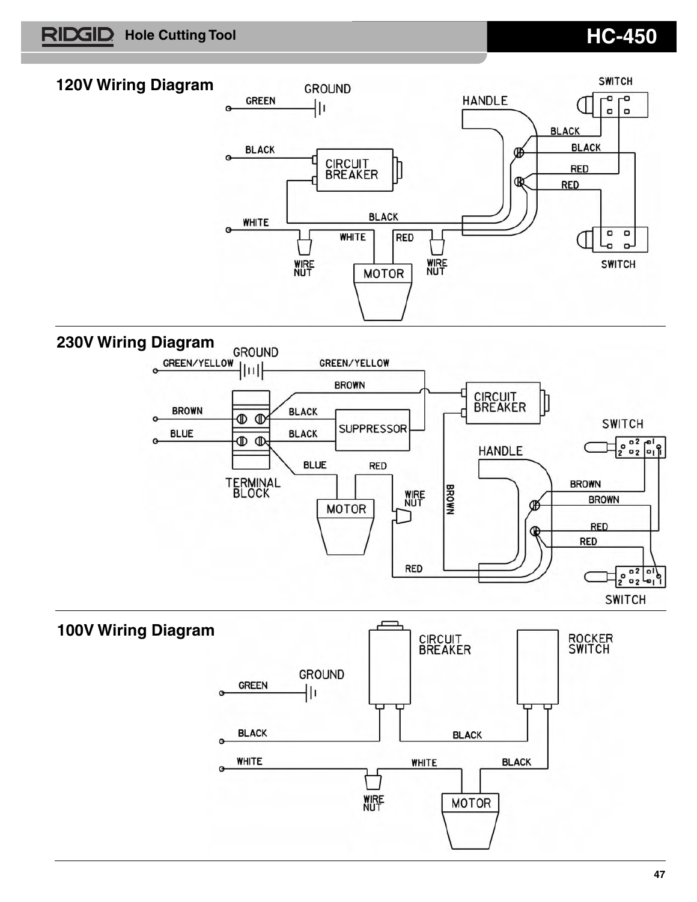## 120V Wiring Diagram

GROUND
GREEN
BLACK
CIRCUIT BREAKER
WHITE
BLACK
WHITE
RED
WIRE NUT
WIRE NUT
MOTOR
HANDLE
SWITCH
BLACK
BLACK
RED
RED
SWITCH

## 230V Wiring Diagram

GROUND
GREEN/YELLOW
GREEN/YELLOW
BROWN
BROWN
BLACK
BLUE
BLACK
SUPPRESSOR
TERMINAL BLOCK
BLUE
RED
MOTOR
WIRE NUT
CIRCUIT BREAKER
BROWN
HANDLE
SWITCH
BROWN
BROWN
RED
RED
RED
SWITCH

## 100V Wiring Diagram

CIRCUIT BREAKER
ROCKER SWITCH
GROUND
GREEN
BLACK
BLACK
WHITE
WHITE
BLACK
WIRE NUT
MOTOR